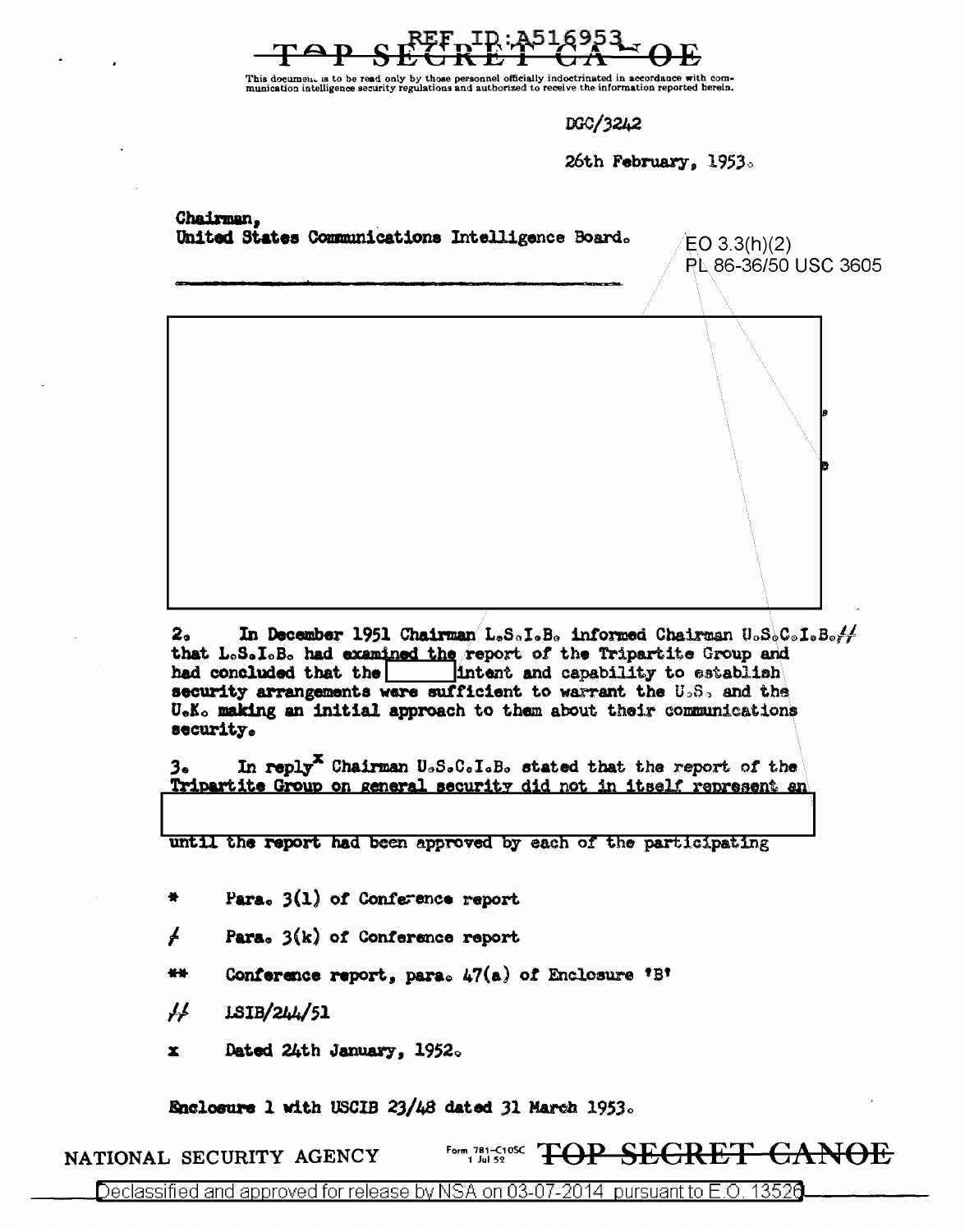REF ID:A516953

TOP SECRET CANOE

This document is to be read only by those personnel officially indoctrinated in accordance with communication intelligence security regulations and authorized to receive the information reported herein.

DGC/3242

26th February, 1953.

Chairman,
United States Communications Intelligence Board.

EO 3.3(h)(2)
PL 86-36/50 USC 3605

[REDACTED]

2. In December 1951 Chairman L.S.I.B. informed Chairman U.S.C.I.B.// that L.S.I.B. had examined the report of the Tripartite Group and had concluded that the [REDACTED] intent and capability to establish security arrangements were sufficient to warrant the U.S. and the U.K. making an initial approach to them about their communications security.

3. In reply^x Chairman U.S.C.I.B. stated that the report of the Tripartite Group on general security did not in itself represent an [REDACTED] until the report had been approved by each of the participating

\* Para. 3(l) of Conference report

/ Para. 3(k) of Conference report

\** Conference report, para. 47(a) of Enclosure 'B'

// LSIB/244/51

x Dated 24th January, 1952.

Enclosure 1 with USCIB 23/48 dated 31 March 1953.

NATIONAL SECURITY AGENCY

Form 781-C10SC 1 Jul 52

TOP SECRET CANOE

Declassified and approved for release by NSA on 03-07-2014 pursuant to E.O. 13526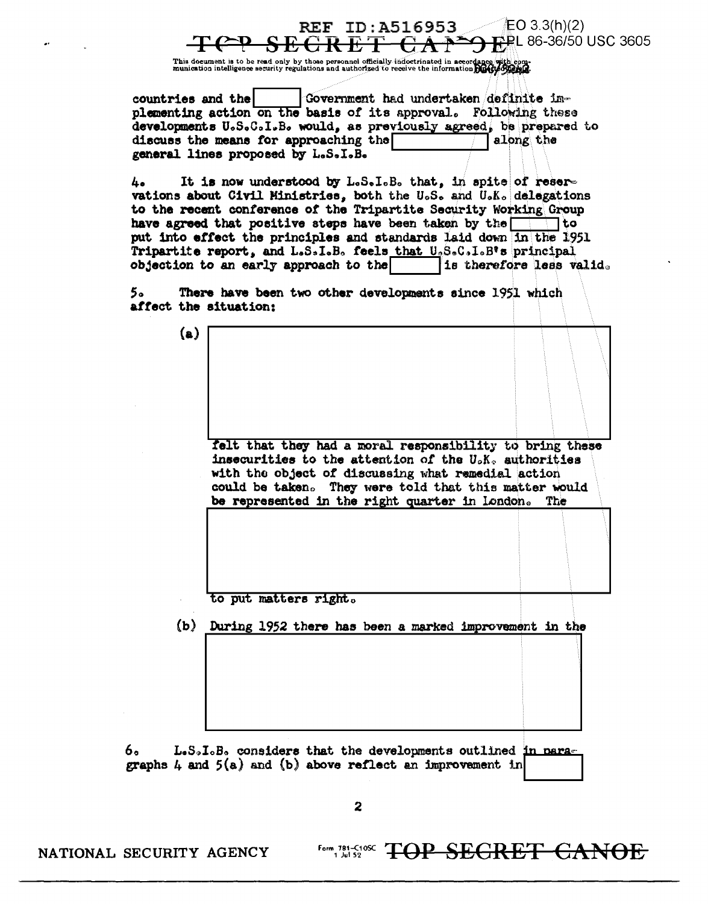countries and the [redacted] Government had undertaken definite implementing action on the basis of its approval. Following these developments U.S.C.I.B. would, as previously agreed, be prepared to discuss the means for approaching the [redacted] along the general lines proposed by L.S.I.B.

4. It is now understood by L.S.I.B. that, in spite of reservations about Civil Ministries, both the U.S. and U.K. delegations to the recent conference of the Tripartite Security Working Group have agreed that positive steps have been taken by the [redacted] to put into effect the principles and standards laid down in the 1951 Tripartite report, and L.S.I.B. feels that U.S.C.I.B's principal objection to an early approach to the [redacted] is therefore less valid.

5. There have been two other developments since 1951 which affect the situation:

(a) [redacted] felt that they had a moral responsibility to bring these insecurities to the attention of the U.K. authorities with the object of discussing what remedial action could be taken. They were told that this matter would be represented in the right quarter in London. The [redacted] to put matters right.

(b) During 1952 there has been a marked improvement in the [redacted]

6. L.S.I.B. considers that the developments outlined in paragraphs 4 and 5(a) and (b) above reflect an improvement in [redacted]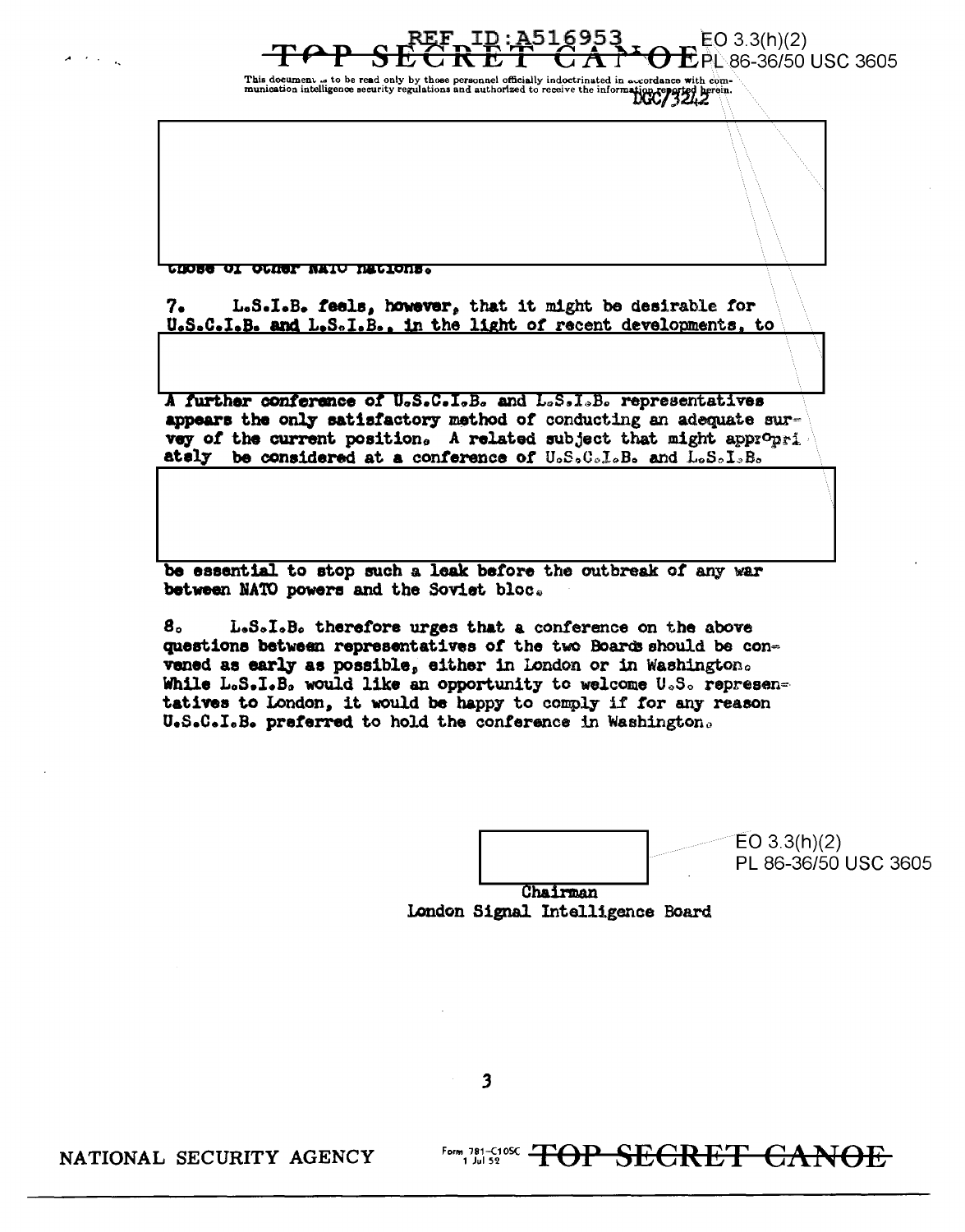REF ID:A516953

TOP SECRET CANOE

EO 3.3(h)(2)
PL 86-36/50 USC 3605

This document is to be read only by those personnel officially indoctrinated in accordance with communication intelligence security regulations and authorized to receive the information reported herein.

DGC/3242

those of other NATO nations.

7. L.S.I.B. feels, however, that it might be desirable for U.S.C.I.B. and L.S.I.B., in the light of recent developments, to

A further conference of U.S.C.I.B. and L.S.I.B. representatives appears the only satisfactory method of conducting an adequate survey of the current position. A related subject that might appropriately be considered at a conference of U.S.C.I.B. and L.S.I.B.

be essential to stop such a leak before the outbreak of any war between NATO powers and the Soviet bloc.

8. L.S.I.B. therefore urges that a conference on the above questions between representatives of the two Boards should be convened as early as possible, either in London or in Washington. While L.S.I.B. would like an opportunity to welcome U.S. representatives to London, it would be happy to comply if for any reason U.S.C.I.B. preferred to hold the conference in Washington.

EO 3.3(h)(2)
PL 86-36/50 USC 3605

Chairman
London Signal Intelligence Board

NATIONAL SECURITY AGENCY

Form 781-C10SC 1 Jul 52

TOP SECRET CANOE